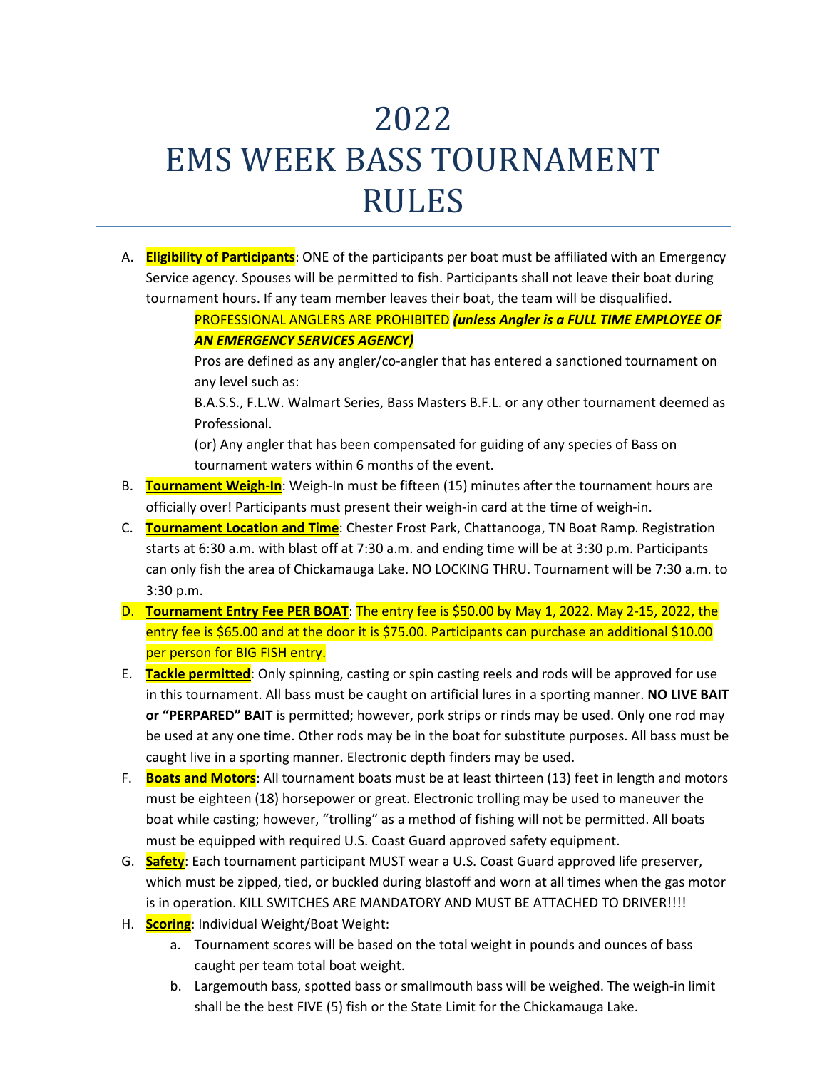# 2022 EMS WEEK BASS TOURNAMENT RULES

A. **Eligibility of Participants**: ONE of the participants per boat must be affiliated with an Emergency Service agency. Spouses will be permitted to fish. Participants shall not leave their boat during tournament hours. If any team member leaves their boat, the team will be disqualified.

   PROFESSIONAL ANGLERS ARE PROHIBITED ***(unless Angler is a FULL TIME EMPLOYEE OF AN EMERGENCY SERVICES AGENCY)***

   Pros are defined as any angler/co-angler that has entered a sanctioned tournament on any level such as:

   B.A.S.S., F.L.W. Walmart Series, Bass Masters B.F.L. or any other tournament deemed as Professional.

   (or) Any angler that has been compensated for guiding of any species of Bass on tournament waters within 6 months of the event.

B. **Tournament Weigh-In**: Weigh-In must be fifteen (15) minutes after the tournament hours are officially over! Participants must present their weigh-in card at the time of weigh-in.

C. **Tournament Location and Time**: Chester Frost Park, Chattanooga, TN Boat Ramp. Registration starts at 6:30 a.m. with blast off at 7:30 a.m. and ending time will be at 3:30 p.m. Participants can only fish the area of Chickamauga Lake. NO LOCKING THRU. Tournament will be 7:30 a.m. to 3:30 p.m.

D. **Tournament Entry Fee PER BOAT**: The entry fee is $50.00 by May 1, 2022. May 2-15, 2022, the entry fee is $65.00 and at the door it is $75.00. Participants can purchase an additional $10.00 per person for BIG FISH entry.

E. **Tackle permitted**: Only spinning, casting or spin casting reels and rods will be approved for use in this tournament. All bass must be caught on artificial lures in a sporting manner. **NO LIVE BAIT or "PERPARED" BAIT** is permitted; however, pork strips or rinds may be used. Only one rod may be used at any one time. Other rods may be in the boat for substitute purposes. All bass must be caught live in a sporting manner. Electronic depth finders may be used.

F. **Boats and Motors**: All tournament boats must be at least thirteen (13) feet in length and motors must be eighteen (18) horsepower or great. Electronic trolling may be used to maneuver the boat while casting; however, "trolling" as a method of fishing will not be permitted. All boats must be equipped with required U.S. Coast Guard approved safety equipment.

G. **Safety**: Each tournament participant MUST wear a U.S. Coast Guard approved life preserver, which must be zipped, tied, or buckled during blastoff and worn at all times when the gas motor is in operation. KILL SWITCHES ARE MANDATORY AND MUST BE ATTACHED TO DRIVER!!!!

H. **Scoring**: Individual Weight/Boat Weight:

   a. Tournament scores will be based on the total weight in pounds and ounces of bass caught per team total boat weight.

   b. Largemouth bass, spotted bass or smallmouth bass will be weighed. The weigh-in limit shall be the best FIVE (5) fish or the State Limit for the Chickamauga Lake.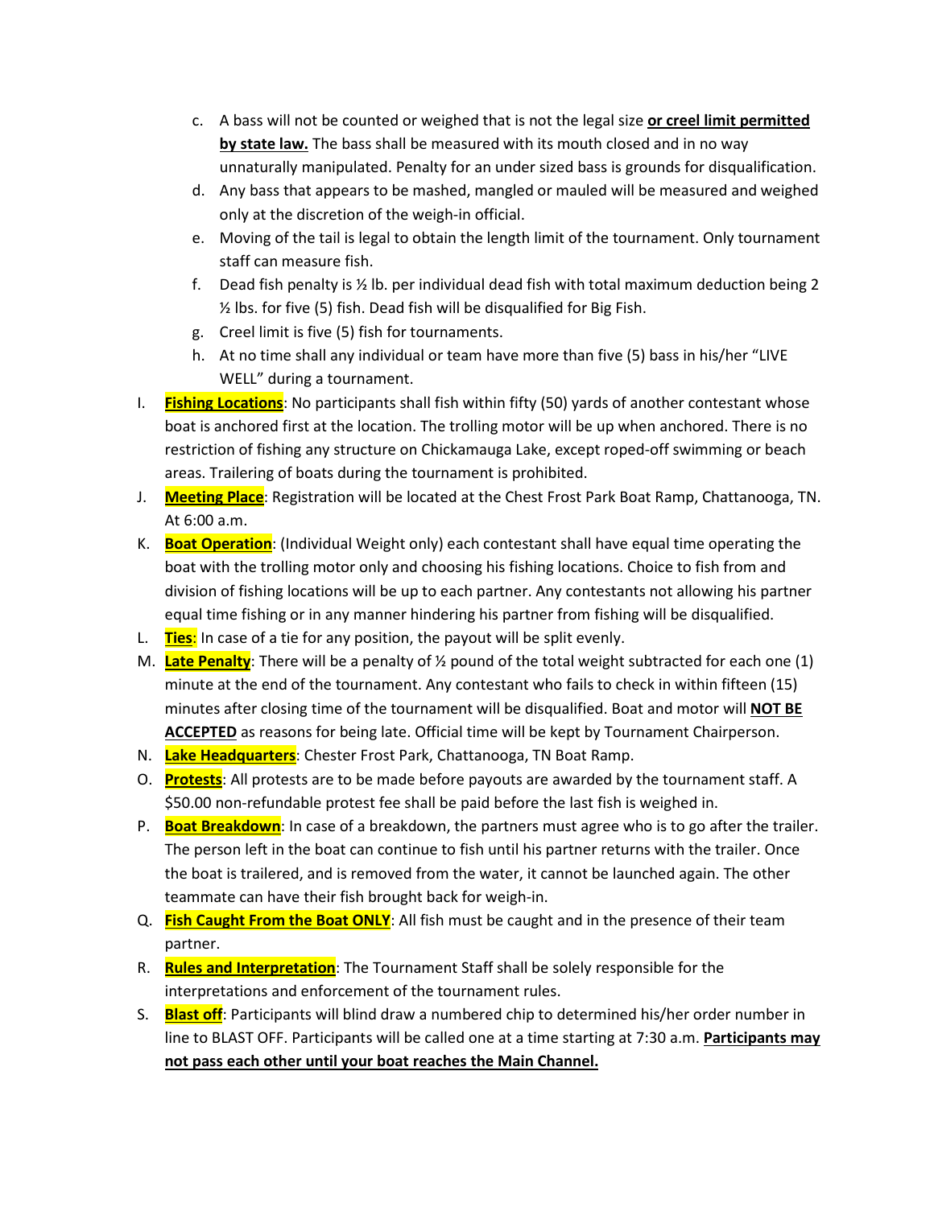c. A bass will not be counted or weighed that is not the legal size **or creel limit permitted by state law.** The bass shall be measured with its mouth closed and in no way unnaturally manipulated. Penalty for an under sized bass is grounds for disqualification.

d. Any bass that appears to be mashed, mangled or mauled will be measured and weighed only at the discretion of the weigh-in official.

e. Moving of the tail is legal to obtain the length limit of the tournament. Only tournament staff can measure fish.

f. Dead fish penalty is ½ lb. per individual dead fish with total maximum deduction being 2 ½ lbs. for five (5) fish. Dead fish will be disqualified for Big Fish.

g. Creel limit is five (5) fish for tournaments.

h. At no time shall any individual or team have more than five (5) bass in his/her "LIVE WELL" during a tournament.

I. **Fishing Locations**: No participants shall fish within fifty (50) yards of another contestant whose boat is anchored first at the location. The trolling motor will be up when anchored. There is no restriction of fishing any structure on Chickamauga Lake, except roped-off swimming or beach areas. Trailering of boats during the tournament is prohibited.

J. **Meeting Place**: Registration will be located at the Chest Frost Park Boat Ramp, Chattanooga, TN. At 6:00 a.m.

K. **Boat Operation**: (Individual Weight only) each contestant shall have equal time operating the boat with the trolling motor only and choosing his fishing locations. Choice to fish from and division of fishing locations will be up to each partner. Any contestants not allowing his partner equal time fishing or in any manner hindering his partner from fishing will be disqualified.

L. **Ties**: In case of a tie for any position, the payout will be split evenly.

M. **Late Penalty**: There will be a penalty of ½ pound of the total weight subtracted for each one (1) minute at the end of the tournament. Any contestant who fails to check in within fifteen (15) minutes after closing time of the tournament will be disqualified. Boat and motor will **NOT BE ACCEPTED** as reasons for being late. Official time will be kept by Tournament Chairperson.

N. **Lake Headquarters**: Chester Frost Park, Chattanooga, TN Boat Ramp.

O. **Protests**: All protests are to be made before payouts are awarded by the tournament staff. A $50.00 non-refundable protest fee shall be paid before the last fish is weighed in.

P. **Boat Breakdown**: In case of a breakdown, the partners must agree who is to go after the trailer. The person left in the boat can continue to fish until his partner returns with the trailer. Once the boat is trailered, and is removed from the water, it cannot be launched again. The other teammate can have their fish brought back for weigh-in.

Q. **Fish Caught From the Boat ONLY**: All fish must be caught and in the presence of their team partner.

R. **Rules and Interpretation**: The Tournament Staff shall be solely responsible for the interpretations and enforcement of the tournament rules.

S. **Blast off**: Participants will blind draw a numbered chip to determined his/her order number in line to BLAST OFF. Participants will be called one at a time starting at 7:30 a.m. **Participants may not pass each other until your boat reaches the Main Channel.**